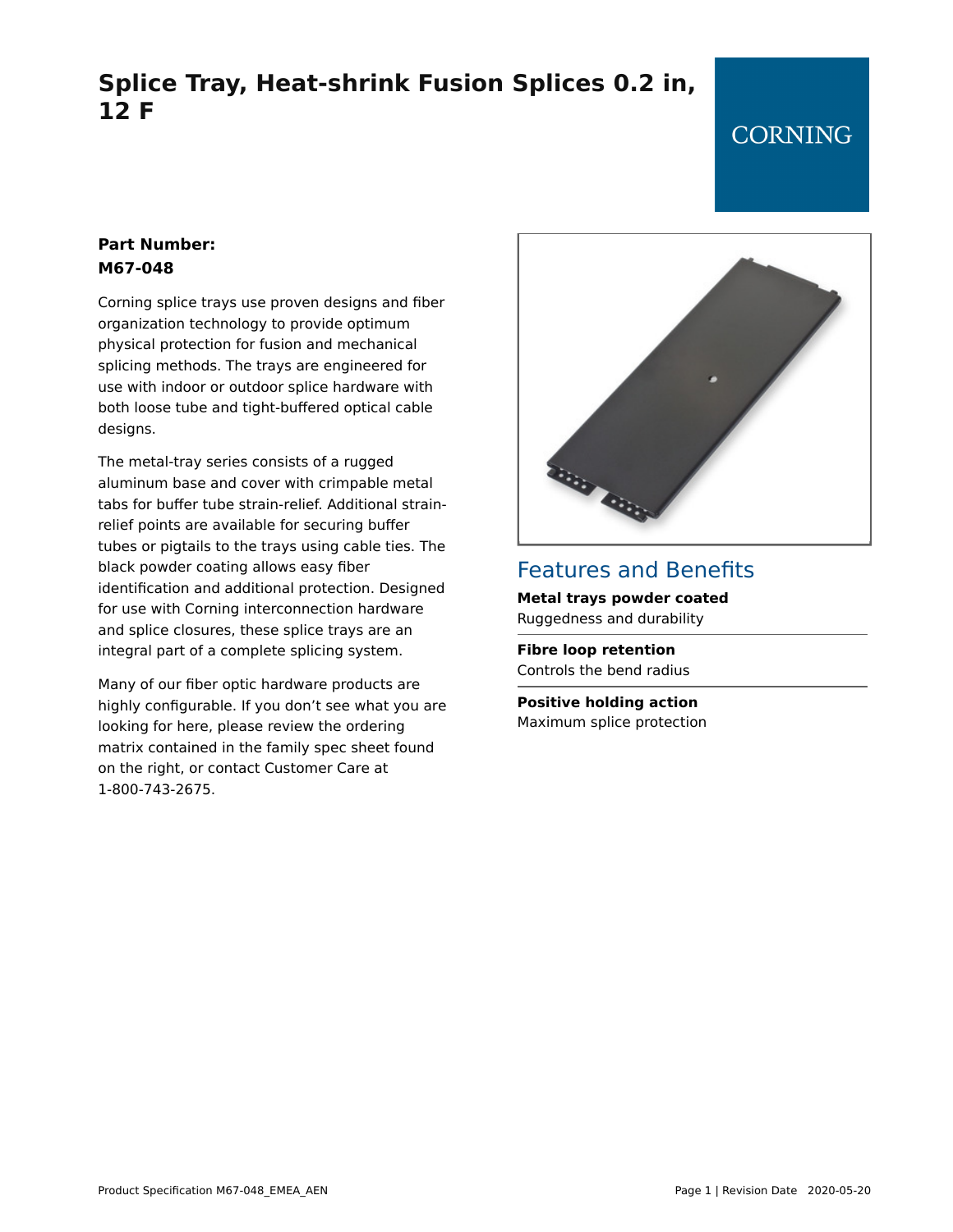# Splice Tray, Heat-shrink Fusion Splices 0.2 in, 12 F

CORNING

**Part Number:**
**M67-048**

Corning splice trays use proven designs and fiber organization technology to provide optimum physical protection for fusion and mechanical splicing methods. The trays are engineered for use with indoor or outdoor splice hardware with both loose tube and tight-buffered optical cable designs.

The metal-tray series consists of a rugged aluminum base and cover with crimpable metal tabs for buffer tube strain-relief. Additional strain-relief points are available for securing buffer tubes or pigtails to the trays using cable ties. The black powder coating allows easy fiber identification and additional protection. Designed for use with Corning interconnection hardware and splice closures, these splice trays are an integral part of a complete splicing system.

Many of our fiber optic hardware products are highly configurable. If you don't see what you are looking for here, please review the ordering matrix contained in the family spec sheet found on the right, or contact Customer Care at 1-800-743-2675.

## Features and Benefits

**Metal trays powder coated**
Ruggedness and durability

**Fibre loop retention**
Controls the bend radius

**Positive holding action**
Maximum splice protection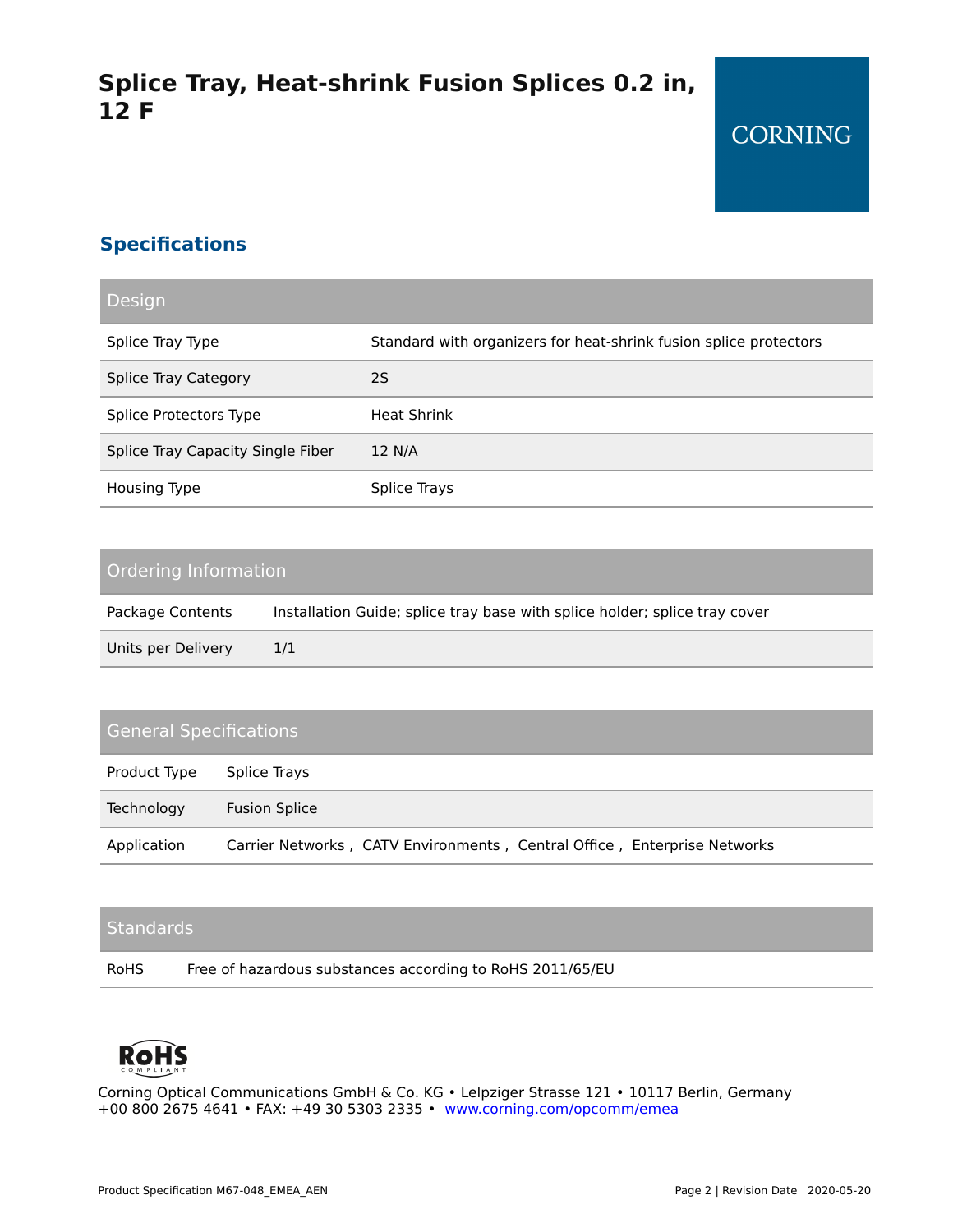# Splice Tray, Heat-shrink Fusion Splices 0.2 in, 12 F

CORNING

## Specifications

| Design | |
|---|---|
| Splice Tray Type | Standard with organizers for heat-shrink fusion splice protectors |
| Splice Tray Category | 2S |
| Splice Protectors Type | Heat Shrink |
| Splice Tray Capacity Single Fiber | 12 N/A |
| Housing Type | Splice Trays |

| Ordering Information | |
|---|---|
| Package Contents | Installation Guide; splice tray base with splice holder; splice tray cover |
| Units per Delivery | 1/1 |

| General Specifications | |
|---|---|
| Product Type | Splice Trays |
| Technology | Fusion Splice |
| Application | Carrier Networks , CATV Environments , Central Office , Enterprise Networks |

| Standards | |
|---|---|
| RoHS | Free of hazardous substances according to RoHS 2011/65/EU |

RoHS COMPLIANT

Corning Optical Communications GmbH & Co. KG • Lelpziger Strasse 121 • 10117 Berlin, Germany
+00 800 2675 4641 • FAX: +49 30 5303 2335 • [www.corning.com/opcomm/emea](www.corning.com/opcomm/emea)

Product Specification M67-048_EMEA_AEN

Revision Date 2020-05-20